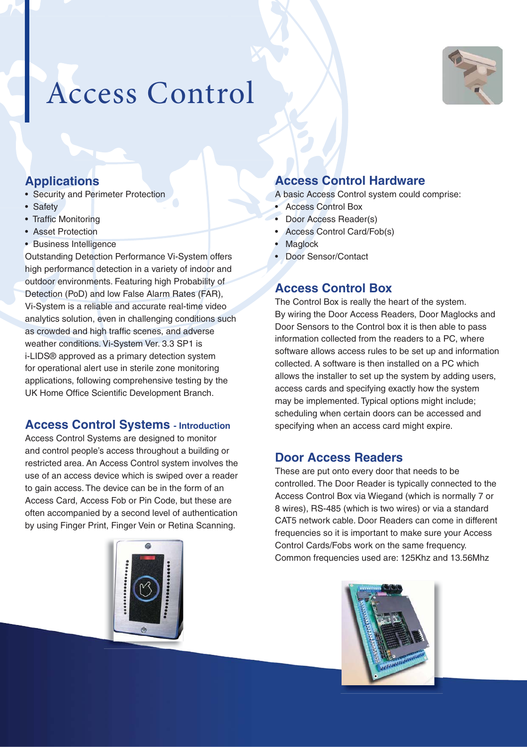# Access Control

## Applications

- Security and Perimeter Protection
- Safety
- Traffic Monitoring
- Asset Protection
- Business Intelligence

Outstanding Detection Performance Vi-System offers high performance detection in a variety of indoor and outdoor environments. Featuring high Probability of Detection (PoD) and low False Alarm Rates (FAR), Vi-System is a reliable and accurate real-time video analytics solution, even in challenging conditions such as crowded and high traffic scenes, and adverse weather conditions. Vi-System Ver. 3.3 SP1 is i-LIDS® approved as a primary detection system for operational alert use in sterile zone monitoring applications, following comprehensive testing by the UK Home Office Scientific Development Branch.

## Access Control Systems - Introduction

Access Control Systems are designed to monitor and control people's access throughout a building or restricted area. An Access Control system involves the use of an access device which is swiped over a reader to gain access. The device can be in the form of an Access Card, Access Fob or Pin Code, but these are often accompanied by a second level of authentication by using Finger Print, Finger Vein or Retina Scanning.

## Access Control Hardware

A basic Access Control system could comprise:

- Access Control Box
- Door Access Reader(s)
- Access Control Card/Fob(s)
- Maglock
- Door Sensor/Contact

## Access Control Box

The Control Box is really the heart of the system. By wiring the Door Access Readers, Door Maglocks and Door Sensors to the Control box it is then able to pass information collected from the readers to a PC, where software allows access rules to be set up and information collected. A software is then installed on a PC which allows the installer to set up the system by adding users, access cards and specifying exactly how the system may be implemented. Typical options might include; scheduling when certain doors can be accessed and specifying when an access card might expire.

## Door Access Readers

These are put onto every door that needs to be controlled. The Door Reader is typically connected to the Access Control Box via Wiegand (which is normally 7 or 8 wires), RS-485 (which is two wires) or via a standard CAT5 network cable. Door Readers can come in different frequencies so it is important to make sure your Access Control Cards/Fobs work on the same frequency. Common frequencies used are: 125Khz and 13.56Mhz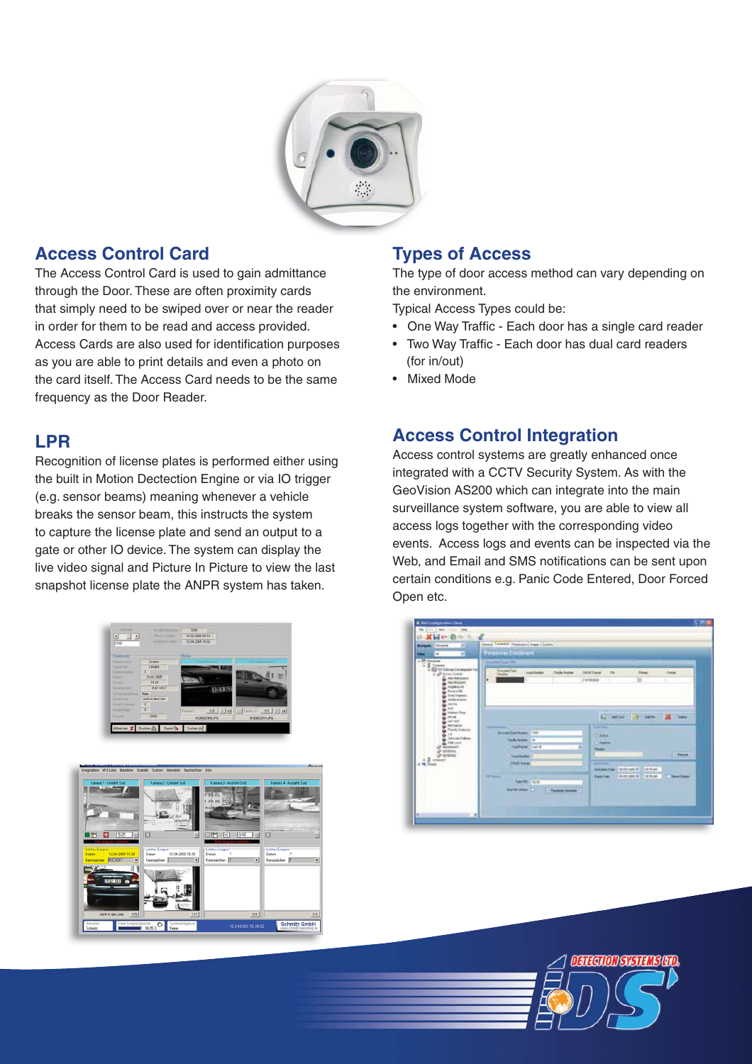## Access Control Card

The Access Control Card is used to gain admittance through the Door. These are often proximity cards that simply need to be swiped over or near the reader in order for them to be read and access provided. Access Cards are also used for identification purposes as you are able to print details and even a photo on the card itself. The Access Card needs to be the same frequency as the Door Reader.

## LPR

Recognition of license plates is performed either using the built in Motion Dectection Engine or via IO trigger (e.g. sensor beams) meaning whenever a vehicle breaks the sensor beam, this instructs the system to capture the license plate and send an output to a gate or other IO device. The system can display the live video signal and Picture In Picture to view the last snapshot license plate the ANPR system has taken.

## Types of Access

The type of door access method can vary depending on the environment.

Typical Access Types could be:

- One Way Traffic - Each door has a single card reader
- Two Way Traffic - Each door has dual card readers (for in/out)
- Mixed Mode

## Access Control Integration

Access control systems are greatly enhanced once integrated with a CCTV Security System. As with the GeoVision AS200 which can integrate into the main surveillance system software, you are able to view all access logs together with the corresponding video events. Access logs and events can be inspected via the Web, and Email and SMS notifications can be sent upon certain conditions e.g. Panic Code Entered, Door Forced Open etc.

DETECTION SYSTEMS LTD.